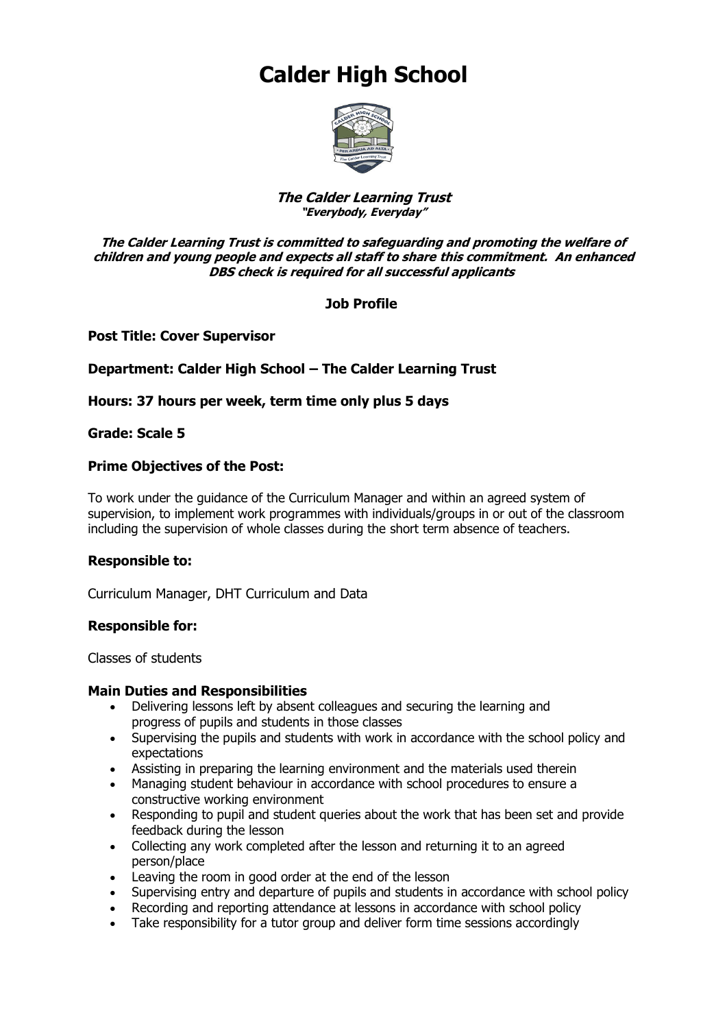# Calder High School

***The Calder Learning Trust***
***"Everybody, Everyday"***

***The Calder Learning Trust is committed to safeguarding and promoting the welfare of children and young people and expects all staff to share this commitment. An enhanced DBS check is required for all successful applicants***

**Job Profile**

**Post Title: Cover Supervisor**

**Department: Calder High School – The Calder Learning Trust**

**Hours: 37 hours per week, term time only plus 5 days**

**Grade: Scale 5**

**Prime Objectives of the Post:**

To work under the guidance of the Curriculum Manager and within an agreed system of supervision, to implement work programmes with individuals/groups in or out of the classroom including the supervision of whole classes during the short term absence of teachers.

**Responsible to:**

Curriculum Manager, DHT Curriculum and Data

**Responsible for:**

Classes of students

**Main Duties and Responsibilities**

- Delivering lessons left by absent colleagues and securing the learning and progress of pupils and students in those classes
- Supervising the pupils and students with work in accordance with the school policy and expectations
- Assisting in preparing the learning environment and the materials used therein
- Managing student behaviour in accordance with school procedures to ensure a constructive working environment
- Responding to pupil and student queries about the work that has been set and provide feedback during the lesson
- Collecting any work completed after the lesson and returning it to an agreed person/place
- Leaving the room in good order at the end of the lesson
- Supervising entry and departure of pupils and students in accordance with school policy
- Recording and reporting attendance at lessons in accordance with school policy
- Take responsibility for a tutor group and deliver form time sessions accordingly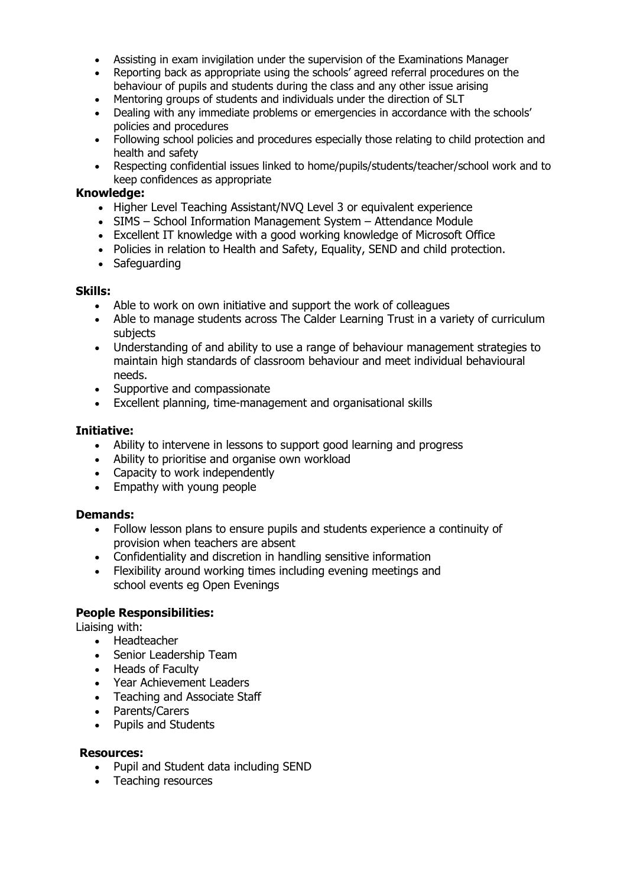- Assisting in exam invigilation under the supervision of the Examinations Manager
- Reporting back as appropriate using the schools' agreed referral procedures on the behaviour of pupils and students during the class and any other issue arising
- Mentoring groups of students and individuals under the direction of SLT
- Dealing with any immediate problems or emergencies in accordance with the schools' policies and procedures
- Following school policies and procedures especially those relating to child protection and health and safety
- Respecting confidential issues linked to home/pupils/students/teacher/school work and to keep confidences as appropriate

**Knowledge:**

- Higher Level Teaching Assistant/NVQ Level 3 or equivalent experience
- SIMS – School Information Management System – Attendance Module
- Excellent IT knowledge with a good working knowledge of Microsoft Office
- Policies in relation to Health and Safety, Equality, SEND and child protection.
- Safeguarding

**Skills:**

- Able to work on own initiative and support the work of colleagues
- Able to manage students across The Calder Learning Trust in a variety of curriculum subjects
- Understanding of and ability to use a range of behaviour management strategies to maintain high standards of classroom behaviour and meet individual behavioural needs.
- Supportive and compassionate
- Excellent planning, time-management and organisational skills

**Initiative:**

- Ability to intervene in lessons to support good learning and progress
- Ability to prioritise and organise own workload
- Capacity to work independently
- Empathy with young people

**Demands:**

- Follow lesson plans to ensure pupils and students experience a continuity of provision when teachers are absent
- Confidentiality and discretion in handling sensitive information
- Flexibility around working times including evening meetings and school events eg Open Evenings

**People Responsibilities:**

Liaising with:

- Headteacher
- Senior Leadership Team
- Heads of Faculty
- Year Achievement Leaders
- Teaching and Associate Staff
- Parents/Carers
- Pupils and Students

**Resources:**

- Pupil and Student data including SEND
- Teaching resources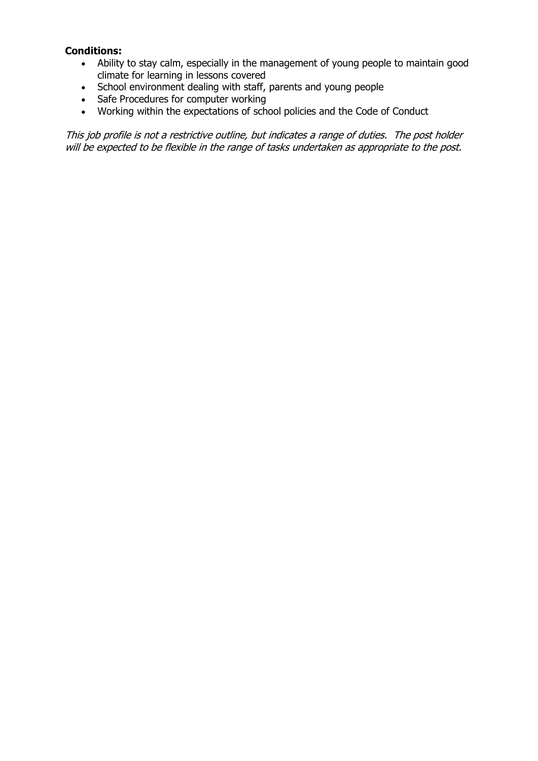**Conditions:**

- Ability to stay calm, especially in the management of young people to maintain good climate for learning in lessons covered
- School environment dealing with staff, parents and young people
- Safe Procedures for computer working
- Working within the expectations of school policies and the Code of Conduct

*This job profile is not a restrictive outline, but indicates a range of duties. The post holder will be expected to be flexible in the range of tasks undertaken as appropriate to the post.*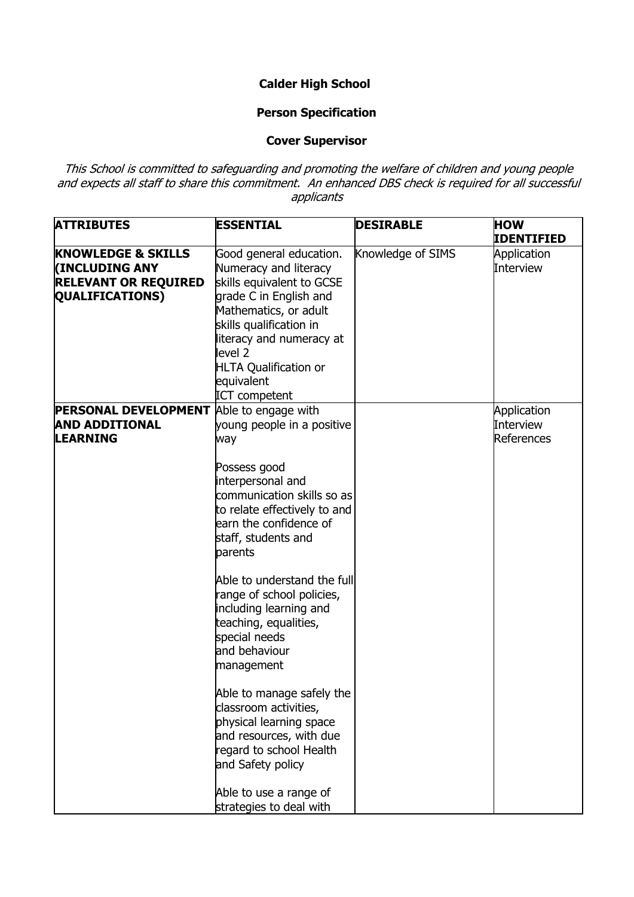**Calder High School**

**Person Specification**

**Cover Supervisor**

*This School is committed to safeguarding and promoting the welfare of children and young people and expects all staff to share this commitment. An enhanced DBS check is required for all successful applicants*

| ATTRIBUTES | ESSENTIAL | DESIRABLE | HOW IDENTIFIED |
|---|---|---|---|
| **KNOWLEDGE & SKILLS (INCLUDING ANY RELEVANT OR REQUIRED QUALIFICATIONS)** | Good general education.<br>Numeracy and literacy skills equivalent to GCSE grade C in English and Mathematics, or adult skills qualification in literacy and numeracy at level 2<br>HLTA Qualification or equivalent<br>ICT competent | Knowledge of SIMS | Application<br>Interview |
| **PERSONAL DEVELOPMENT AND ADDITIONAL LEARNING** | Able to engage with young people in a positive way<br><br>Possess good interpersonal and communication skills so as to relate effectively to and earn the confidence of staff, students and parents<br><br>Able to understand the full range of school policies, including learning and teaching, equalities, special needs and behaviour management<br><br>Able to manage safely the classroom activities, physical learning space and resources, with due regard to school Health and Safety policy<br><br>Able to use a range of strategies to deal with | | Application<br>Interview<br>References |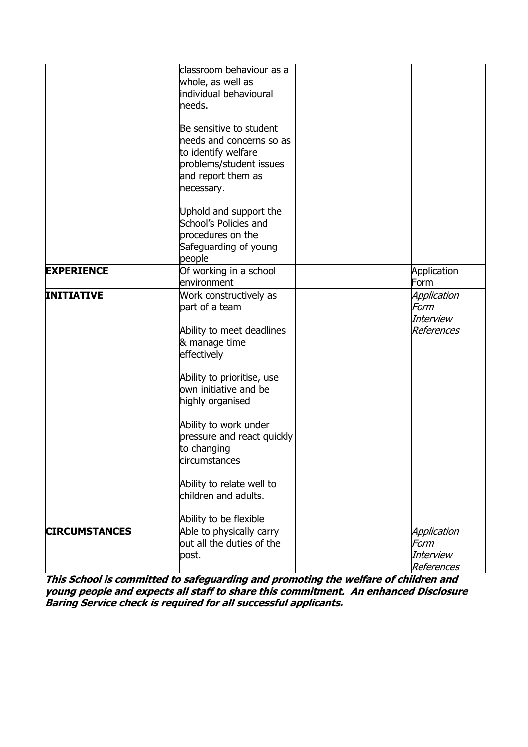| | | | |
|---|---|---|---|
| | classroom behaviour as a whole, as well as individual behavioural needs.<br><br>Be sensitive to student needs and concerns so as to identify welfare problems/student issues and report them as necessary.<br><br>Uphold and support the School's Policies and procedures on the Safeguarding of young people | | |
| **EXPERIENCE** | Of working in a school environment | | Application Form |
| **INITIATIVE** | Work constructively as part of a team<br><br>Ability to meet deadlines & manage time effectively<br><br>Ability to prioritise, use own initiative and be highly organised<br><br>Ability to work under pressure and react quickly to changing circumstances<br><br>Ability to relate well to children and adults.<br><br>Ability to be flexible | | *Application Form*<br>*Interview*<br>*References* |
| **CIRCUMSTANCES** | Able to physically carry out all the duties of the post. | | *Application Form*<br>*Interview*<br>*References* |

***This School is committed to safeguarding and promoting the welfare of children and young people and expects all staff to share this commitment. An enhanced Disclosure Baring Service check is required for all successful applicants.***